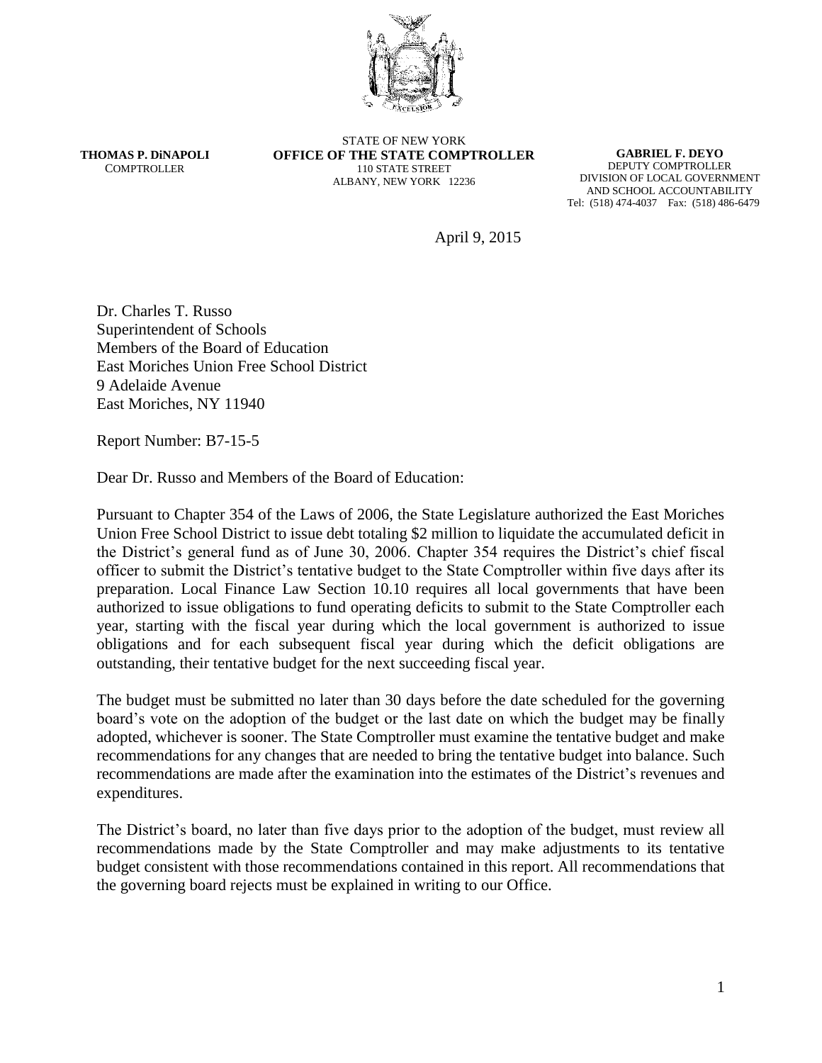**THOMAS P. DiNAPOLI**
COMPTROLLER

STATE OF NEW YORK
**OFFICE OF THE STATE COMPTROLLER**
110 STATE STREET
ALBANY, NEW YORK 12236

**GABRIEL F. DEYO**
DEPUTY COMPTROLLER
DIVISION OF LOCAL GOVERNMENT
AND SCHOOL ACCOUNTABILITY
Tel: (518) 474-4037 Fax: (518) 486-6479

April 9, 2015

Dr. Charles T. Russo
Superintendent of Schools
Members of the Board of Education
East Moriches Union Free School District
9 Adelaide Avenue
East Moriches, NY 11940

Report Number: B7-15-5

Dear Dr. Russo and Members of the Board of Education:

Pursuant to Chapter 354 of the Laws of 2006, the State Legislature authorized the East Moriches Union Free School District to issue debt totaling $2 million to liquidate the accumulated deficit in the District's general fund as of June 30, 2006. Chapter 354 requires the District's chief fiscal officer to submit the District's tentative budget to the State Comptroller within five days after its preparation. Local Finance Law Section 10.10 requires all local governments that have been authorized to issue obligations to fund operating deficits to submit to the State Comptroller each year, starting with the fiscal year during which the local government is authorized to issue obligations and for each subsequent fiscal year during which the deficit obligations are outstanding, their tentative budget for the next succeeding fiscal year.

The budget must be submitted no later than 30 days before the date scheduled for the governing board's vote on the adoption of the budget or the last date on which the budget may be finally adopted, whichever is sooner. The State Comptroller must examine the tentative budget and make recommendations for any changes that are needed to bring the tentative budget into balance. Such recommendations are made after the examination into the estimates of the District's revenues and expenditures.

The District's board, no later than five days prior to the adoption of the budget, must review all recommendations made by the State Comptroller and may make adjustments to its tentative budget consistent with those recommendations contained in this report. All recommendations that the governing board rejects must be explained in writing to our Office.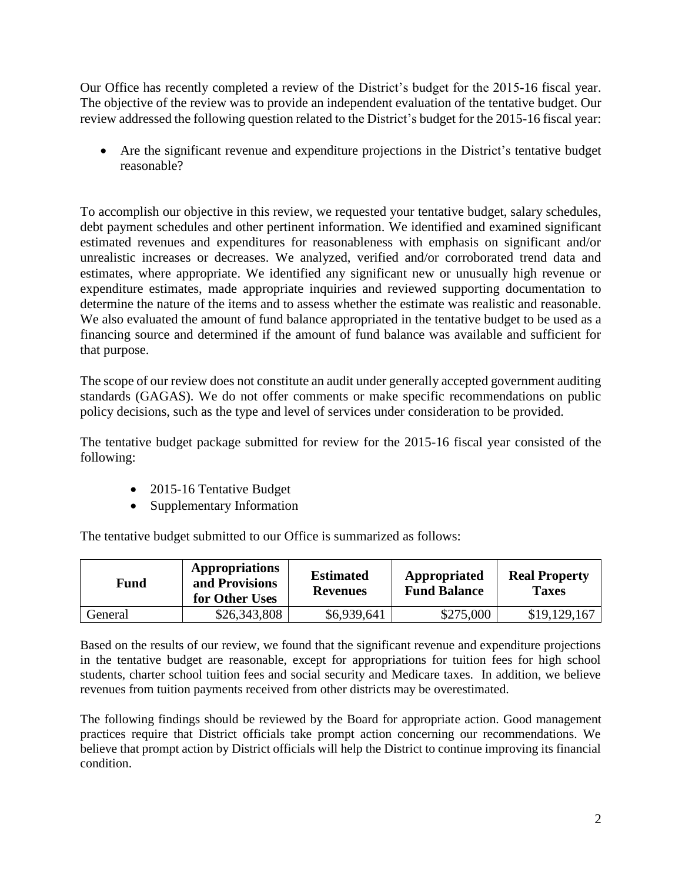Our Office has recently completed a review of the District's budget for the 2015-16 fiscal year. The objective of the review was to provide an independent evaluation of the tentative budget. Our review addressed the following question related to the District's budget for the 2015-16 fiscal year:

- Are the significant revenue and expenditure projections in the District's tentative budget reasonable?

To accomplish our objective in this review, we requested your tentative budget, salary schedules, debt payment schedules and other pertinent information. We identified and examined significant estimated revenues and expenditures for reasonableness with emphasis on significant and/or unrealistic increases or decreases. We analyzed, verified and/or corroborated trend data and estimates, where appropriate. We identified any significant new or unusually high revenue or expenditure estimates, made appropriate inquiries and reviewed supporting documentation to determine the nature of the items and to assess whether the estimate was realistic and reasonable. We also evaluated the amount of fund balance appropriated in the tentative budget to be used as a financing source and determined if the amount of fund balance was available and sufficient for that purpose.

The scope of our review does not constitute an audit under generally accepted government auditing standards (GAGAS). We do not offer comments or make specific recommendations on public policy decisions, such as the type and level of services under consideration to be provided.

The tentative budget package submitted for review for the 2015-16 fiscal year consisted of the following:

- 2015-16 Tentative Budget
- Supplementary Information

The tentative budget submitted to our Office is summarized as follows:

| Fund | Appropriations and Provisions for Other Uses | Estimated Revenues | Appropriated Fund Balance | Real Property Taxes |
|---|---|---|---|---|
| General | $26,343,808 | $6,939,641 | $275,000 | $19,129,167 |

Based on the results of our review, we found that the significant revenue and expenditure projections in the tentative budget are reasonable, except for appropriations for tuition fees for high school students, charter school tuition fees and social security and Medicare taxes. In addition, we believe revenues from tuition payments received from other districts may be overestimated.

The following findings should be reviewed by the Board for appropriate action. Good management practices require that District officials take prompt action concerning our recommendations. We believe that prompt action by District officials will help the District to continue improving its financial condition.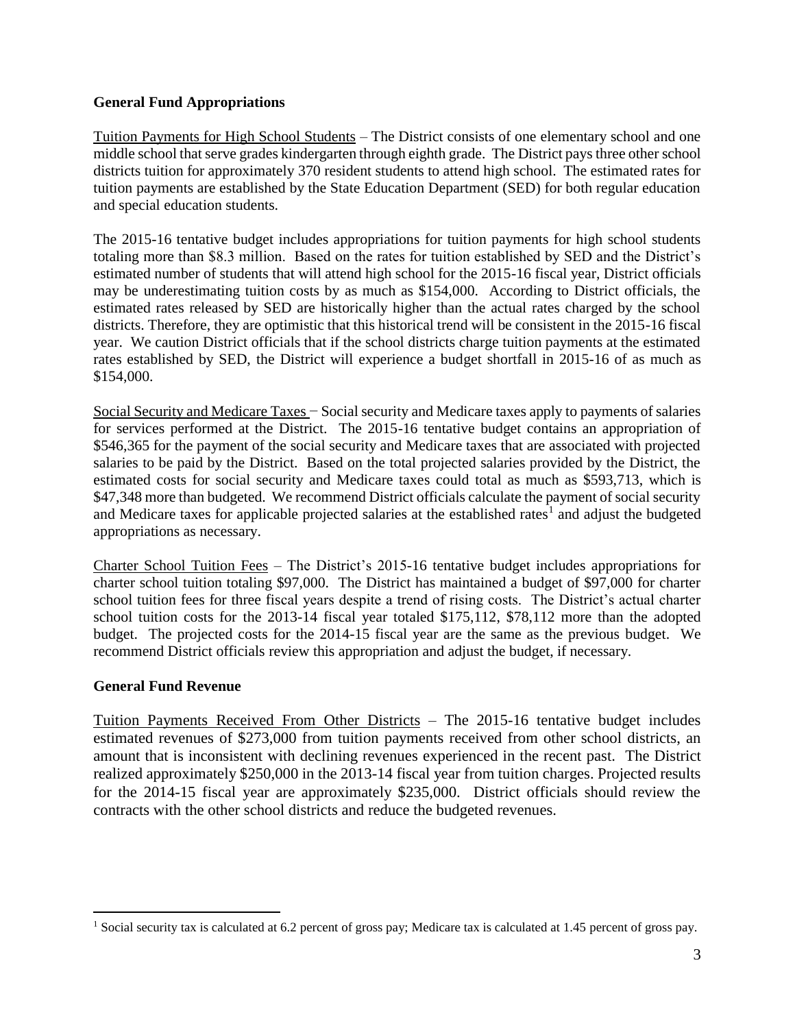## General Fund Appropriations

Tuition Payments for High School Students – The District consists of one elementary school and one middle school that serve grades kindergarten through eighth grade. The District pays three other school districts tuition for approximately 370 resident students to attend high school. The estimated rates for tuition payments are established by the State Education Department (SED) for both regular education and special education students.

The 2015-16 tentative budget includes appropriations for tuition payments for high school students totaling more than $8.3 million. Based on the rates for tuition established by SED and the District's estimated number of students that will attend high school for the 2015-16 fiscal year, District officials may be underestimating tuition costs by as much as $154,000. According to District officials, the estimated rates released by SED are historically higher than the actual rates charged by the school districts. Therefore, they are optimistic that this historical trend will be consistent in the 2015-16 fiscal year. We caution District officials that if the school districts charge tuition payments at the estimated rates established by SED, the District will experience a budget shortfall in 2015-16 of as much as $154,000.

Social Security and Medicare Taxes − Social security and Medicare taxes apply to payments of salaries for services performed at the District. The 2015-16 tentative budget contains an appropriation of $546,365 for the payment of the social security and Medicare taxes that are associated with projected salaries to be paid by the District. Based on the total projected salaries provided by the District, the estimated costs for social security and Medicare taxes could total as much as $593,713, which is $47,348 more than budgeted. We recommend District officials calculate the payment of social security and Medicare taxes for applicable projected salaries at the established rates[1] and adjust the budgeted appropriations as necessary.

Charter School Tuition Fees – The District's 2015-16 tentative budget includes appropriations for charter school tuition totaling $97,000. The District has maintained a budget of $97,000 for charter school tuition fees for three fiscal years despite a trend of rising costs. The District's actual charter school tuition costs for the 2013-14 fiscal year totaled $175,112, $78,112 more than the adopted budget. The projected costs for the 2014-15 fiscal year are the same as the previous budget. We recommend District officials review this appropriation and adjust the budget, if necessary.

## General Fund Revenue

Tuition Payments Received From Other Districts – The 2015-16 tentative budget includes estimated revenues of $273,000 from tuition payments received from other school districts, an amount that is inconsistent with declining revenues experienced in the recent past. The District realized approximately $250,000 in the 2013-14 fiscal year from tuition charges. Projected results for the 2014-15 fiscal year are approximately $235,000. District officials should review the contracts with the other school districts and reduce the budgeted revenues.

---

[1] Social security tax is calculated at 6.2 percent of gross pay; Medicare tax is calculated at 1.45 percent of gross pay.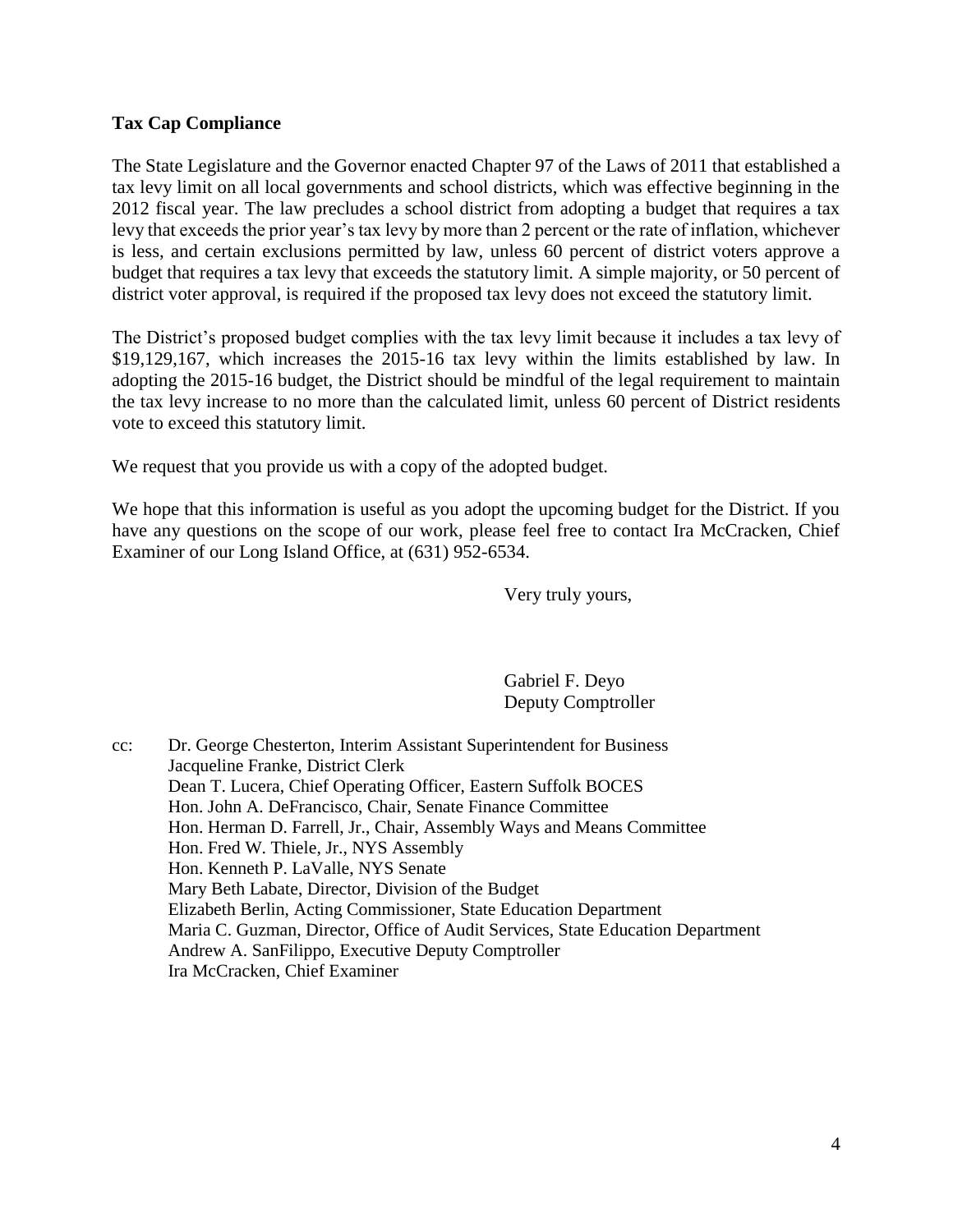**Tax Cap Compliance**

The State Legislature and the Governor enacted Chapter 97 of the Laws of 2011 that established a tax levy limit on all local governments and school districts, which was effective beginning in the 2012 fiscal year. The law precludes a school district from adopting a budget that requires a tax levy that exceeds the prior year's tax levy by more than 2 percent or the rate of inflation, whichever is less, and certain exclusions permitted by law, unless 60 percent of district voters approve a budget that requires a tax levy that exceeds the statutory limit. A simple majority, or 50 percent of district voter approval, is required if the proposed tax levy does not exceed the statutory limit.

The District's proposed budget complies with the tax levy limit because it includes a tax levy of $19,129,167, which increases the 2015-16 tax levy within the limits established by law. In adopting the 2015-16 budget, the District should be mindful of the legal requirement to maintain the tax levy increase to no more than the calculated limit, unless 60 percent of District residents vote to exceed this statutory limit.

We request that you provide us with a copy of the adopted budget.

We hope that this information is useful as you adopt the upcoming budget for the District. If you have any questions on the scope of our work, please feel free to contact Ira McCracken, Chief Examiner of our Long Island Office, at (631) 952-6534.

Very truly yours,

Gabriel F. Deyo
Deputy Comptroller

cc: Dr. George Chesterton, Interim Assistant Superintendent for Business
Jacqueline Franke, District Clerk
Dean T. Lucera, Chief Operating Officer, Eastern Suffolk BOCES
Hon. John A. DeFrancisco, Chair, Senate Finance Committee
Hon. Herman D. Farrell, Jr., Chair, Assembly Ways and Means Committee
Hon. Fred W. Thiele, Jr., NYS Assembly
Hon. Kenneth P. LaValle, NYS Senate
Mary Beth Labate, Director, Division of the Budget
Elizabeth Berlin, Acting Commissioner, State Education Department
Maria C. Guzman, Director, Office of Audit Services, State Education Department
Andrew A. SanFilippo, Executive Deputy Comptroller
Ira McCracken, Chief Examiner